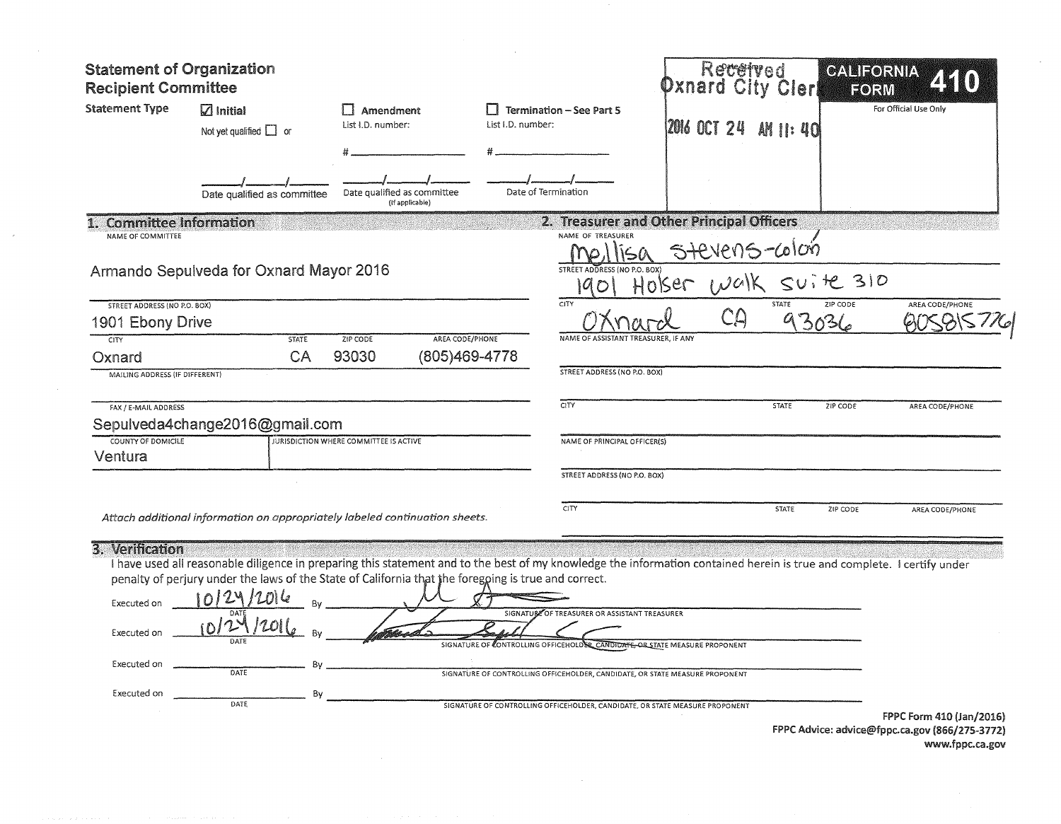# Statement of Organization
## Recipient Committee

**CALIFORNIA FORM 410**

For Official Use Only

Received
Oxnard City Clerk
2016 OCT 24 AM 11:40

**Statement Type**

- [x] Initial
  - Not yet qualified [ ] or
  - ____/____/____ Date qualified as committee
- [ ] Amendment
  - List I.D. number: #____
  - ____/____/____ Date qualified as committee (If applicable)
- [ ] Termination – See Part 5
  - List I.D. number: #____
  - ____/____/____ Date of Termination

## 1. Committee Information

**NAME OF COMMITTEE**
Armando Sepulveda for Oxnard Mayor 2016

**STREET ADDRESS (NO P.O. BOX)**
1901 Ebony Drive

| CITY | STATE | ZIP CODE | AREA CODE/PHONE |
| --- | --- | --- | --- |
| Oxnard | CA | 93030 | (805)469-4778 |

**MAILING ADDRESS (IF DIFFERENT)**

**FAX / E-MAIL ADDRESS**
Sepulveda4change2016@gmail.com

| COUNTY OF DOMICILE | JURISDICTION WHERE COMMITTEE IS ACTIVE |
| --- | --- |
| Ventura | |

*Attach additional information on appropriately labeled continuation sheets.*

## 2. Treasurer and Other Principal Officers

**NAME OF TREASURER**
Mellisa Stevens-Colón

**STREET ADDRESS (NO P.O. BOX)**
1901 Holser walk suite 310

| CITY | STATE | ZIP CODE | AREA CODE/PHONE |
| --- | --- | --- | --- |
| Oxnard | CA | 93036 | 8058157761 |

**NAME OF ASSISTANT TREASURER, IF ANY**

**STREET ADDRESS (NO P.O. BOX)**

| CITY | STATE | ZIP CODE | AREA CODE/PHONE |
| --- | --- | --- | --- |
| | | | |

**NAME OF PRINCIPAL OFFICER(S)**

**STREET ADDRESS (NO P.O. BOX)**

| CITY | STATE | ZIP CODE | AREA CODE/PHONE |
| --- | --- | --- | --- |
| | | | |

## 3. Verification

I have used all reasonable diligence in preparing this statement and to the best of my knowledge the information contained herein is true and complete. I certify under penalty of perjury under the laws of the State of California that the foregoing is true and correct.

Executed on 10/24/2016 DATE By [signature] SIGNATURE OF TREASURER OR ASSISTANT TREASURER

Executed on 10/24/2016 DATE By [signature] SIGNATURE OF CONTROLLING OFFICEHOLDER, ~~CANDIDATE, OR STATE MEASURE PROPONENT~~

Executed on ________ DATE By ________ SIGNATURE OF CONTROLLING OFFICEHOLDER, CANDIDATE, OR STATE MEASURE PROPONENT

Executed on ________ DATE By ________ SIGNATURE OF CONTROLLING OFFICEHOLDER, CANDIDATE, OR STATE MEASURE PROPONENT

FPPC Form 410 (Jan/2016)
FPPC Advice: advice@fppc.ca.gov (866/275-3772)
www.fppc.ca.gov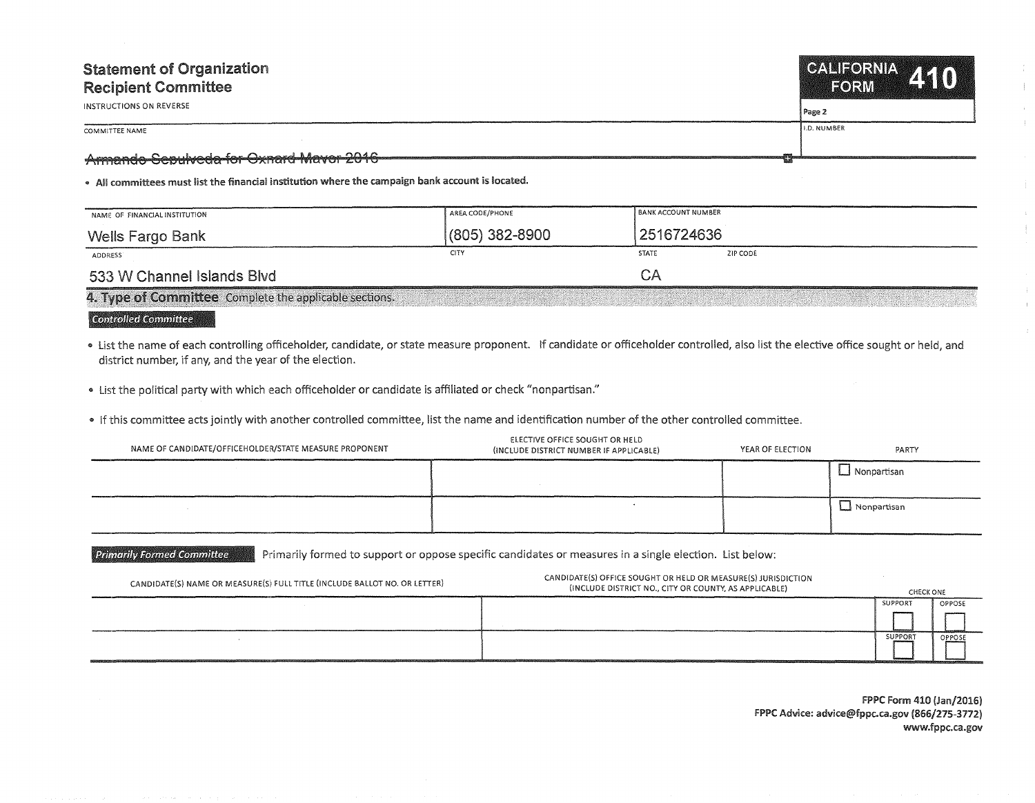**Statement of Organization**
**Recipient Committee**

INSTRUCTIONS ON REVERSE

**CALIFORNIA FORM 410**

Page 2

| COMMITTEE NAME | I.D. NUMBER |
|---|---|
| ~~Armando Sepulveda for Oxnard Mayor 2016~~ | |

- **All committees must list the financial institution where the campaign bank account is located.**

| NAME OF FINANCIAL INSTITUTION | AREA CODE/PHONE | BANK ACCOUNT NUMBER | |
|---|---|---|---|
| Wells Fargo Bank | (805) 382-8900 | 2516724636 | |
| **ADDRESS** | **CITY** | **STATE** | **ZIP CODE** |
| 533 W Channel Islands Blvd | | CA | |

## 4. Type of Committee Complete the applicable sections.

***Controlled Committee***

- List the name of each controlling officeholder, candidate, or state measure proponent. If candidate or officeholder controlled, also list the elective office sought or held, and district number, if any, and the year of the election.
- List the political party with which each officeholder or candidate is affiliated or check "nonpartisan."
- If this committee acts jointly with another controlled committee, list the name and identification number of the other controlled committee.

| NAME OF CANDIDATE/OFFICEHOLDER/STATE MEASURE PROPONENT | ELECTIVE OFFICE SOUGHT OR HELD (INCLUDE DISTRICT NUMBER IF APPLICABLE) | YEAR OF ELECTION | PARTY |
|---|---|---|---|
| | | | ☐ Nonpartisan |
| | | | ☐ Nonpartisan |

***Primarily Formed Committee*** Primarily formed to support or oppose specific candidates or measures in a single election. List below:

| CANDIDATE(S) NAME OR MEASURE(S) FULL TITLE (INCLUDE BALLOT NO. OR LETTER) | CANDIDATE(S) OFFICE SOUGHT OR HELD OR MEASURE(S) JURISDICTION (INCLUDE DISTRICT NO., CITY OR COUNTY, AS APPLICABLE) | CHECK ONE | |
|---|---|---|---|
| | | ☐ SUPPORT | ☐ OPPOSE |
| | | ☐ SUPPORT | ☐ OPPOSE |

**FPPC Form 410 (Jan/2016)**
**FPPC Advice: advice@fppc.ca.gov (866/275-3772)**
**www.fppc.ca.gov**